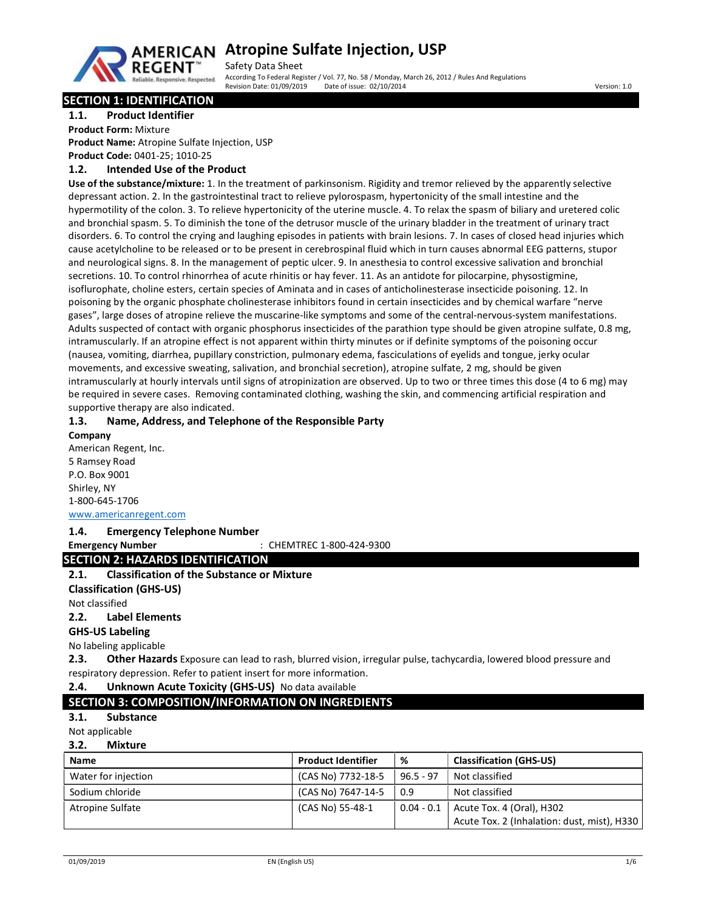# Atropine Sulfate Injection, USP

Safety Data Sheet

According To Federal Register / Vol. 77, No. 58 / Monday, March 26, 2012 / Rules And Regulations

Revision Date: 01/09/2019 Date of issue: 02/10/2014 Version: 1.0

## SECTION 1: IDENTIFICATION

### 1.1. Product Identifier

**Product Form:** Mixture

**Product Name:** Atropine Sulfate Injection, USP

**Product Code:** 0401-25; 1010-25

### 1.2. Intended Use of the Product

**Use of the substance/mixture:** 1. In the treatment of parkinsonism. Rigidity and tremor relieved by the apparently selective depressant action. 2. In the gastrointestinal tract to relieve pylorospasm, hypertonicity of the small intestine and the hypermotility of the colon. 3. To relieve hypertonicity of the uterine muscle. 4. To relax the spasm of biliary and uretered colic and bronchial spasm. 5. To diminish the tone of the detrusor muscle of the urinary bladder in the treatment of urinary tract disorders. 6. To control the crying and laughing episodes in patients with brain lesions. 7. In cases of closed head injuries which cause acetylcholine to be released or to be present in cerebrospinal fluid which in turn causes abnormal EEG patterns, stupor and neurological signs. 8. In the management of peptic ulcer. 9. In anesthesia to control excessive salivation and bronchial secretions. 10. To control rhinorrhea of acute rhinitis or hay fever. 11. As an antidote for pilocarpine, physostigmine, isoflurophate, choline esters, certain species of Aminata and in cases of anticholinesterase insecticide poisoning. 12. In poisoning by the organic phosphate cholinesterase inhibitors found in certain insecticides and by chemical warfare "nerve gases", large doses of atropine relieve the muscarine-like symptoms and some of the central-nervous-system manifestations. Adults suspected of contact with organic phosphorus insecticides of the parathion type should be given atropine sulfate, 0.8 mg, intramuscularly. If an atropine effect is not apparent within thirty minutes or if definite symptoms of the poisoning occur (nausea, vomiting, diarrhea, pupillary constriction, pulmonary edema, fasciculations of eyelids and tongue, jerky ocular movements, and excessive sweating, salivation, and bronchial secretion), atropine sulfate, 2 mg, should be given intramuscularly at hourly intervals until signs of atropinization are observed. Up to two or three times this dose (4 to 6 mg) may be required in severe cases. Removing contaminated clothing, washing the skin, and commencing artificial respiration and supportive therapy are also indicated.

### 1.3. Name, Address, and Telephone of the Responsible Party

**Company**

American Regent, Inc.
5 Ramsey Road
P.O. Box 9001
Shirley, NY
1-800-645-1706
www.americanregent.com

### 1.4. Emergency Telephone Number

**Emergency Number** : CHEMTREC 1-800-424-9300

## SECTION 2: HAZARDS IDENTIFICATION

### 2.1. Classification of the Substance or Mixture

**Classification (GHS-US)**

Not classified

### 2.2. Label Elements

**GHS-US Labeling**

No labeling applicable

### 2.3. Other Hazards

Exposure can lead to rash, blurred vision, irregular pulse, tachycardia, lowered blood pressure and respiratory depression. Refer to patient insert for more information.

### 2.4. Unknown Acute Toxicity (GHS-US)

No data available

## SECTION 3: COMPOSITION/INFORMATION ON INGREDIENTS

### 3.1. Substance

Not applicable

### 3.2. Mixture

| Name | Product Identifier | % | Classification (GHS-US) |
|---|---|---|---|
| Water for injection | (CAS No) 7732-18-5 | 96.5 - 97 | Not classified |
| Sodium chloride | (CAS No) 7647-14-5 | 0.9 | Not classified |
| Atropine Sulfate | (CAS No) 55-48-1 | 0.04 - 0.1 | Acute Tox. 4 (Oral), H302<br>Acute Tox. 2 (Inhalation: dust, mist), H330 |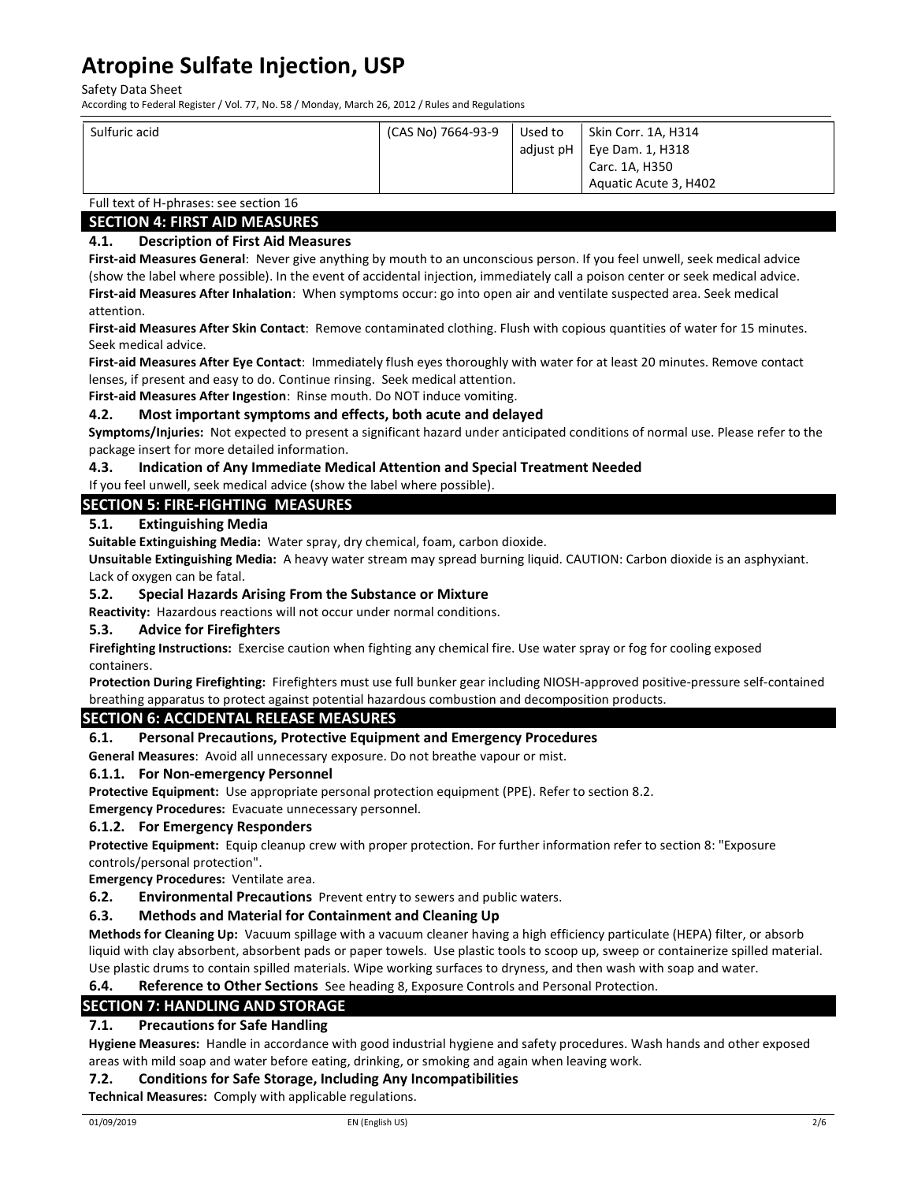| Sulfuric acid | (CAS No) 7664-93-9 | Used to adjust pH | Skin Corr. 1A, H314<br>Eye Dam. 1, H318<br>Carc. 1A, H350<br>Aquatic Acute 3, H402 |
|---|---|---|---|

Full text of H-phrases: see section 16

## SECTION 4: FIRST AID MEASURES

### 4.1. Description of First Aid Measures

**First-aid Measures General**: Never give anything by mouth to an unconscious person. If you feel unwell, seek medical advice (show the label where possible). In the event of accidental injection, immediately call a poison center or seek medical advice.

**First-aid Measures After Inhalation**: When symptoms occur: go into open air and ventilate suspected area. Seek medical attention.

**First-aid Measures After Skin Contact**: Remove contaminated clothing. Flush with copious quantities of water for 15 minutes. Seek medical advice.

**First-aid Measures After Eye Contact**: Immediately flush eyes thoroughly with water for at least 20 minutes. Remove contact lenses, if present and easy to do. Continue rinsing. Seek medical attention.

**First-aid Measures After Ingestion**: Rinse mouth. Do NOT induce vomiting.

### 4.2. Most important symptoms and effects, both acute and delayed

**Symptoms/Injuries:** Not expected to present a significant hazard under anticipated conditions of normal use. Please refer to the package insert for more detailed information.

### 4.3. Indication of Any Immediate Medical Attention and Special Treatment Needed

If you feel unwell, seek medical advice (show the label where possible).

## SECTION 5: FIRE-FIGHTING MEASURES

### 5.1. Extinguishing Media

**Suitable Extinguishing Media:** Water spray, dry chemical, foam, carbon dioxide.

**Unsuitable Extinguishing Media:** A heavy water stream may spread burning liquid. CAUTION: Carbon dioxide is an asphyxiant. Lack of oxygen can be fatal.

### 5.2. Special Hazards Arising From the Substance or Mixture

**Reactivity:** Hazardous reactions will not occur under normal conditions.

### 5.3. Advice for Firefighters

**Firefighting Instructions:** Exercise caution when fighting any chemical fire. Use water spray or fog for cooling exposed containers.

**Protection During Firefighting:** Firefighters must use full bunker gear including NIOSH-approved positive-pressure self-contained breathing apparatus to protect against potential hazardous combustion and decomposition products.

## SECTION 6: ACCIDENTAL RELEASE MEASURES

### 6.1. Personal Precautions, Protective Equipment and Emergency Procedures

**General Measures**: Avoid all unnecessary exposure. Do not breathe vapour or mist.

#### 6.1.1. For Non-emergency Personnel

**Protective Equipment:** Use appropriate personal protection equipment (PPE). Refer to section 8.2.

**Emergency Procedures:** Evacuate unnecessary personnel.

#### 6.1.2. For Emergency Responders

**Protective Equipment:** Equip cleanup crew with proper protection. For further information refer to section 8: "Exposure controls/personal protection".

**Emergency Procedures:** Ventilate area.

### 6.2. Environmental Precautions

Prevent entry to sewers and public waters.

### 6.3. Methods and Material for Containment and Cleaning Up

**Methods for Cleaning Up:** Vacuum spillage with a vacuum cleaner having a high efficiency particulate (HEPA) filter, or absorb liquid with clay absorbent, absorbent pads or paper towels. Use plastic tools to scoop up, sweep or containerize spilled material. Use plastic drums to contain spilled materials. Wipe working surfaces to dryness, and then wash with soap and water.

### 6.4. Reference to Other Sections

See heading 8, Exposure Controls and Personal Protection.

## SECTION 7: HANDLING AND STORAGE

### 7.1. Precautions for Safe Handling

**Hygiene Measures:** Handle in accordance with good industrial hygiene and safety procedures. Wash hands and other exposed areas with mild soap and water before eating, drinking, or smoking and again when leaving work.

### 7.2. Conditions for Safe Storage, Including Any Incompatibilities

**Technical Measures:** Comply with applicable regulations.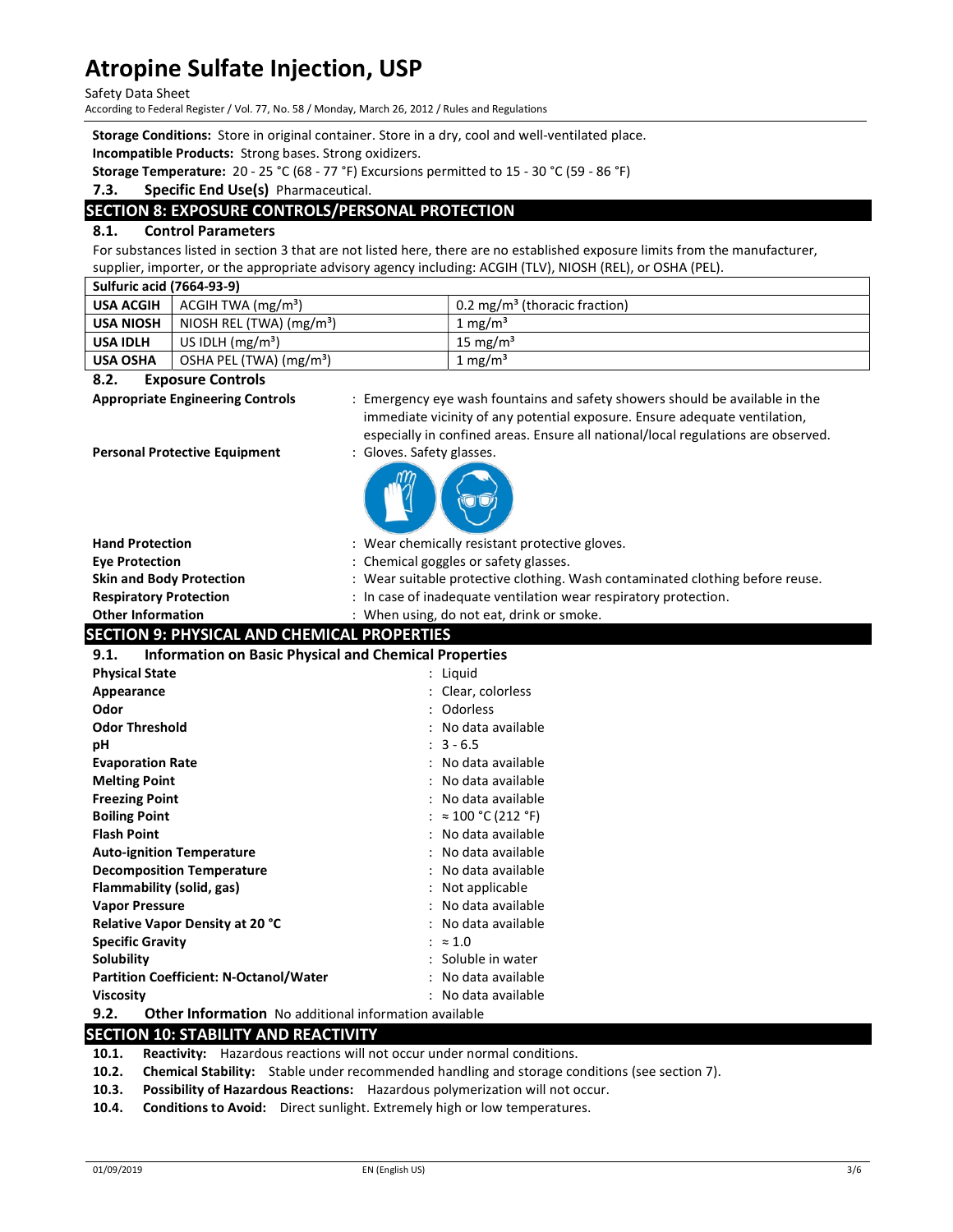**Storage Conditions:** Store in original container. Store in a dry, cool and well-ventilated place.

**Incompatible Products:** Strong bases. Strong oxidizers.

**Storage Temperature:** 20 - 25 °C (68 - 77 °F) Excursions permitted to 15 - 30 °C (59 - 86 °F)

### 7.3. Specific End Use(s) Pharmaceutical.

## SECTION 8: EXPOSURE CONTROLS/PERSONAL PROTECTION

### 8.1. Control Parameters

For substances listed in section 3 that are not listed here, there are no established exposure limits from the manufacturer, supplier, importer, or the appropriate advisory agency including: ACGIH (TLV), NIOSH (REL), or OSHA (PEL).

| Sulfuric acid (7664-93-9) | | |
|---|---|---|
| **USA ACGIH** | ACGIH TWA ($mg/m^3$) | 0.2 $mg/m^3$ (thoracic fraction) |
| **USA NIOSH** | NIOSH REL (TWA) ($mg/m^3$) | 1 $mg/m^3$ |
| **USA IDLH** | US IDLH ($mg/m^3$) | 15 $mg/m^3$ |
| **USA OSHA** | OSHA PEL (TWA) ($mg/m^3$) | 1 $mg/m^3$ |

### 8.2. Exposure Controls

**Appropriate Engineering Controls** : Emergency eye wash fountains and safety showers should be available in the immediate vicinity of any potential exposure. Ensure adequate ventilation, especially in confined areas. Ensure all national/local regulations are observed.

**Personal Protective Equipment** : Gloves. Safety glasses.

**Hand Protection** : Wear chemically resistant protective gloves.

**Eye Protection** : Chemical goggles or safety glasses.

**Skin and Body Protection** : Wear suitable protective clothing. Wash contaminated clothing before reuse.

**Respiratory Protection** : In case of inadequate ventilation wear respiratory protection.

**Other Information** : When using, do not eat, drink or smoke.

## SECTION 9: PHYSICAL AND CHEMICAL PROPERTIES

### 9.1. Information on Basic Physical and Chemical Properties

**Physical State** : Liquid

**Appearance** : Clear, colorless

**Odor** : Odorless

**Odor Threshold** : No data available

**pH** : 3 - 6.5

**Evaporation Rate** : No data available

**Melting Point** : No data available

**Freezing Point** : No data available

**Boiling Point** : ≈ 100 °C (212 °F)

**Flash Point** : No data available

**Auto-ignition Temperature** : No data available

**Decomposition Temperature** : No data available

**Flammability (solid, gas)** : Not applicable

**Vapor Pressure** : No data available

**Relative Vapor Density at 20 °C** : No data available

**Specific Gravity** : ≈ 1.0

**Solubility** : Soluble in water

**Partition Coefficient: N-Octanol/Water** : No data available

**Viscosity** : No data available

### 9.2. Other Information No additional information available

## SECTION 10: STABILITY AND REACTIVITY

**10.1. Reactivity:** Hazardous reactions will not occur under normal conditions.

**10.2. Chemical Stability:** Stable under recommended handling and storage conditions (see section 7).

**10.3. Possibility of Hazardous Reactions:** Hazardous polymerization will not occur.

**10.4. Conditions to Avoid:** Direct sunlight. Extremely high or low temperatures.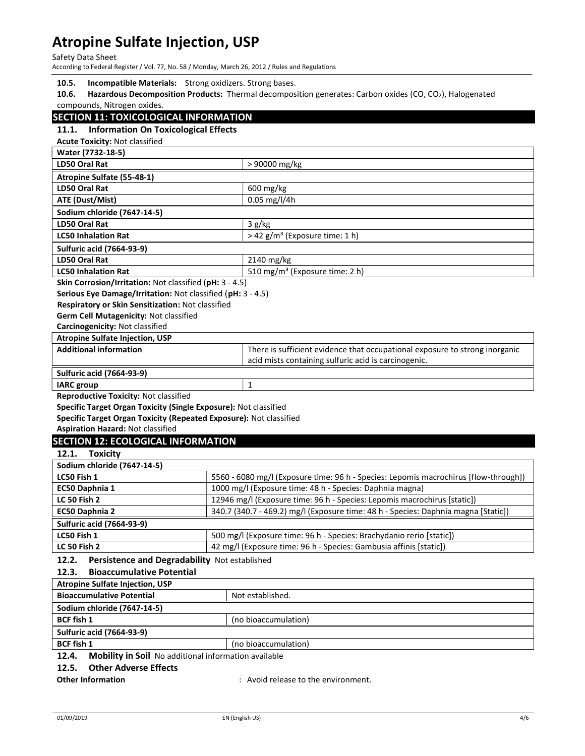**10.5. Incompatible Materials:** Strong oxidizers. Strong bases.

**10.6. Hazardous Decomposition Products:** Thermal decomposition generates: Carbon oxides (CO, $CO_2$), Halogenated compounds, Nitrogen oxides.

## SECTION 11: TOXICOLOGICAL INFORMATION

### 11.1. Information On Toxicological Effects

**Acute Toxicity:** Not classified

| **Water (7732-18-5)** | |
|---|---|
| **LD50 Oral Rat** | > 90000 mg/kg |
| **Atropine Sulfate (55-48-1)** | |
| **LD50 Oral Rat** | 600 mg/kg |
| **ATE (Dust/Mist)** | 0.05 mg/l/4h |
| **Sodium chloride (7647-14-5)** | |
| **LD50 Oral Rat** | 3 g/kg |
| **LC50 Inhalation Rat** | > 42 g/m³ (Exposure time: 1 h) |
| **Sulfuric acid (7664-93-9)** | |
| **LD50 Oral Rat** | 2140 mg/kg |
| **LC50 Inhalation Rat** | 510 mg/m³ (Exposure time: 2 h) |

**Skin Corrosion/Irritation:** Not classified (**pH:** 3 - 4.5)

**Serious Eye Damage/Irritation:** Not classified (**pH:** 3 - 4.5)

**Respiratory or Skin Sensitization:** Not classified

**Germ Cell Mutagenicity:** Not classified

**Carcinogenicity:** Not classified

| **Atropine Sulfate Injection, USP** | |
|---|---|
| **Additional information** | There is sufficient evidence that occupational exposure to strong inorganic acid mists containing sulfuric acid is carcinogenic. |
| **Sulfuric acid (7664-93-9)** | |
| **IARC group** | 1 |

**Reproductive Toxicity:** Not classified

**Specific Target Organ Toxicity (Single Exposure):** Not classified

**Specific Target Organ Toxicity (Repeated Exposure):** Not classified

**Aspiration Hazard:** Not classified

## SECTION 12: ECOLOGICAL INFORMATION

### 12.1. Toxicity

| **Sodium chloride (7647-14-5)** | |
|---|---|
| **LC50 Fish 1** | 5560 - 6080 mg/l (Exposure time: 96 h - Species: Lepomis macrochirus [flow-through]) |
| **EC50 Daphnia 1** | 1000 mg/l (Exposure time: 48 h - Species: Daphnia magna) |
| **LC 50 Fish 2** | 12946 mg/l (Exposure time: 96 h - Species: Lepomis macrochirus [static]) |
| **EC50 Daphnia 2** | 340.7 (340.7 - 469.2) mg/l (Exposure time: 48 h - Species: Daphnia magna [Static]) |
| **Sulfuric acid (7664-93-9)** | |
| **LC50 Fish 1** | 500 mg/l (Exposure time: 96 h - Species: Brachydanio rerio [static]) |
| **LC 50 Fish 2** | 42 mg/l (Exposure time: 96 h - Species: Gambusia affinis [static]) |

### 12.2. Persistence and Degradability Not established

### 12.3. Bioaccumulative Potential

| **Atropine Sulfate Injection, USP** | |
|---|---|
| **Bioaccumulative Potential** | Not established. |
| **Sodium chloride (7647-14-5)** | |
| **BCF fish 1** | (no bioaccumulation) |
| **Sulfuric acid (7664-93-9)** | |
| **BCF fish 1** | (no bioaccumulation) |

### 12.4. Mobility in Soil No additional information available

### 12.5. Other Adverse Effects

**Other Information** : Avoid release to the environment.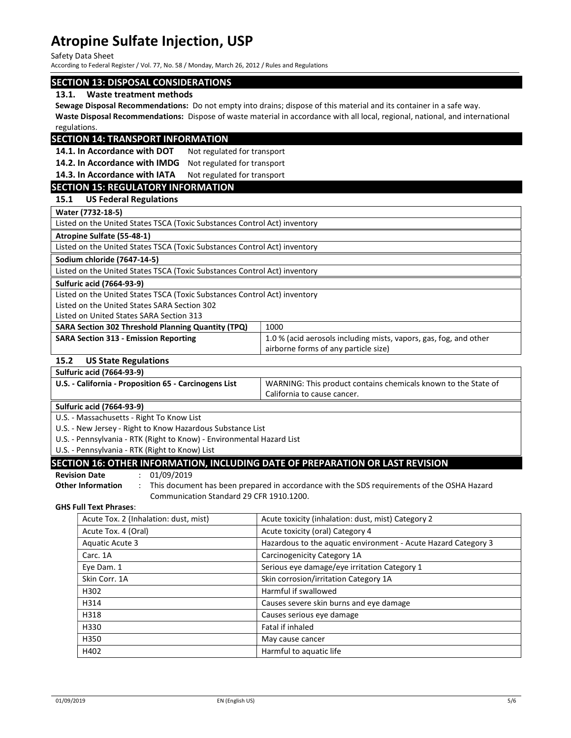## SECTION 13: DISPOSAL CONSIDERATIONS

### 13.1. Waste treatment methods

**Sewage Disposal Recommendations:** Do not empty into drains; dispose of this material and its container in a safe way.

**Waste Disposal Recommendations:** Dispose of waste material in accordance with all local, regional, national, and international regulations.

## SECTION 14: TRANSPORT INFORMATION

**14.1. In Accordance with DOT** Not regulated for transport

**14.2. In Accordance with IMDG** Not regulated for transport

**14.3. In Accordance with IATA** Not regulated for transport

## SECTION 15: REGULATORY INFORMATION

### 15.1 US Federal Regulations

| **Water (7732-18-5)** | |
|---|---|
| Listed on the United States TSCA (Toxic Substances Control Act) inventory | |

| **Atropine Sulfate (55-48-1)** | |
|---|---|
| Listed on the United States TSCA (Toxic Substances Control Act) inventory | |

| **Sodium chloride (7647-14-5)** | |
|---|---|
| Listed on the United States TSCA (Toxic Substances Control Act) inventory | |

| **Sulfuric acid (7664-93-9)** | |
|---|---|
| Listed on the United States TSCA (Toxic Substances Control Act) inventory<br>Listed on the United States SARA Section 302<br>Listed on United States SARA Section 313 | |
| **SARA Section 302 Threshold Planning Quantity (TPQ)** | 1000 |
| **SARA Section 313 - Emission Reporting** | 1.0 % (acid aerosols including mists, vapors, gas, fog, and other airborne forms of any particle size) |

### 15.2 US State Regulations

| **Sulfuric acid (7664-93-9)** | |
|---|---|
| **U.S. - California - Proposition 65 - Carcinogens List** | WARNING: This product contains chemicals known to the State of California to cause cancer. |

| **Sulfuric acid (7664-93-9)** |
|---|
| U.S. - Massachusetts - Right To Know List<br>U.S. - New Jersey - Right to Know Hazardous Substance List<br>U.S. - Pennsylvania - RTK (Right to Know) - Environmental Hazard List<br>U.S. - Pennsylvania - RTK (Right to Know) List |

## SECTION 16: OTHER INFORMATION, INCLUDING DATE OF PREPARATION OR LAST REVISION

**Revision Date** : 01/09/2019

**Other Information** : This document has been prepared in accordance with the SDS requirements of the OSHA Hazard Communication Standard 29 CFR 1910.1200.

**GHS Full Text Phrases**:

| | |
|---|---|
| Acute Tox. 2 (Inhalation: dust, mist) | Acute toxicity (inhalation: dust, mist) Category 2 |
| Acute Tox. 4 (Oral) | Acute toxicity (oral) Category 4 |
| Aquatic Acute 3 | Hazardous to the aquatic environment - Acute Hazard Category 3 |
| Carc. 1A | Carcinogenicity Category 1A |
| Eye Dam. 1 | Serious eye damage/eye irritation Category 1 |
| Skin Corr. 1A | Skin corrosion/irritation Category 1A |
| H302 | Harmful if swallowed |
| H314 | Causes severe skin burns and eye damage |
| H318 | Causes serious eye damage |
| H330 | Fatal if inhaled |
| H350 | May cause cancer |
| H402 | Harmful to aquatic life |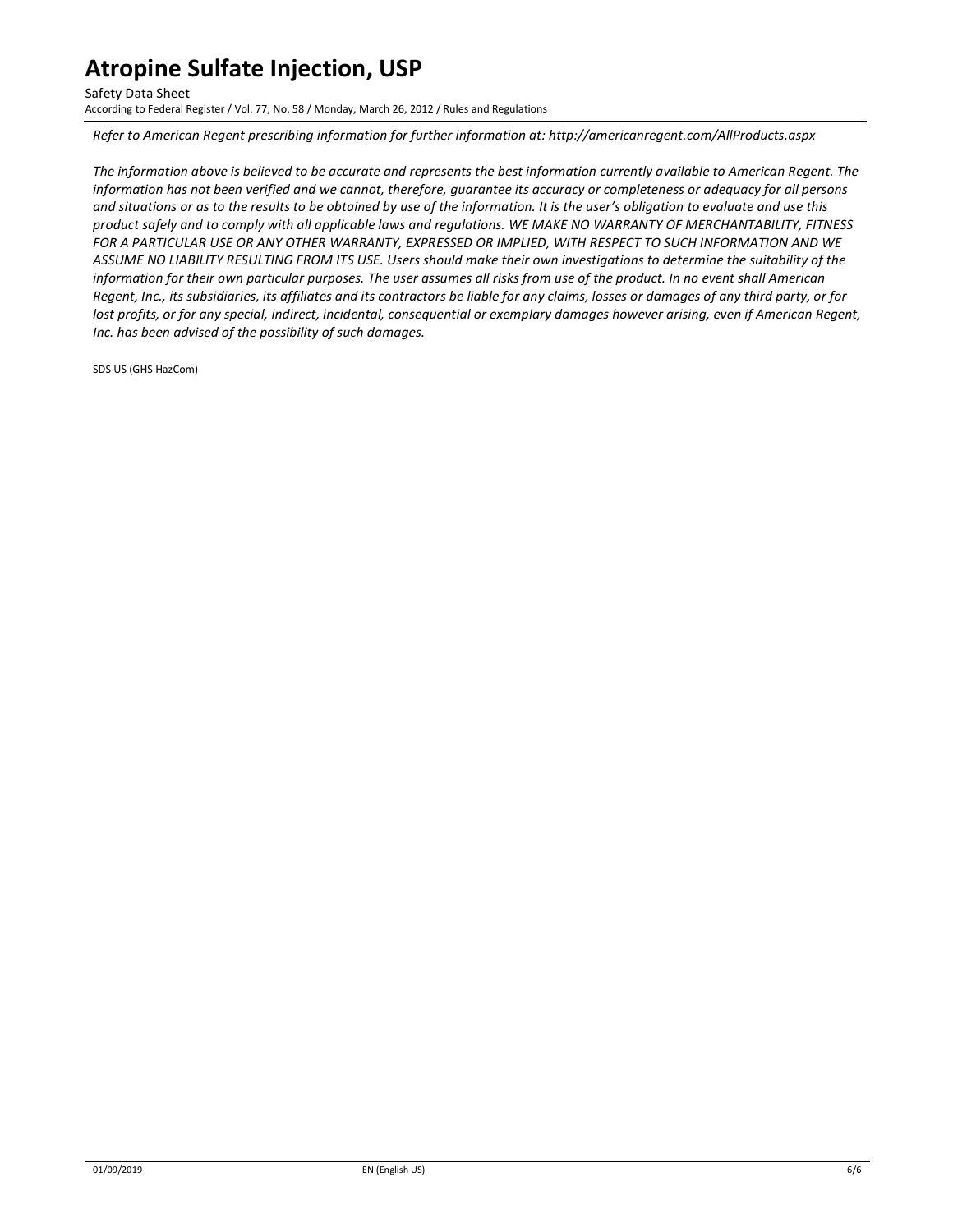*Refer to American Regent prescribing information for further information at: http://americanregent.com/AllProducts.aspx*

*The information above is believed to be accurate and represents the best information currently available to American Regent. The information has not been verified and we cannot, therefore, guarantee its accuracy or completeness or adequacy for all persons and situations or as to the results to be obtained by use of the information. It is the user's obligation to evaluate and use this product safely and to comply with all applicable laws and regulations. WE MAKE NO WARRANTY OF MERCHANTABILITY, FITNESS FOR A PARTICULAR USE OR ANY OTHER WARRANTY, EXPRESSED OR IMPLIED, WITH RESPECT TO SUCH INFORMATION AND WE ASSUME NO LIABILITY RESULTING FROM ITS USE. Users should make their own investigations to determine the suitability of the information for their own particular purposes. The user assumes all risks from use of the product. In no event shall American Regent, Inc., its subsidiaries, its affiliates and its contractors be liable for any claims, losses or damages of any third party, or for lost profits, or for any special, indirect, incidental, consequential or exemplary damages however arising, even if American Regent, Inc. has been advised of the possibility of such damages.*

SDS US (GHS HazCom)